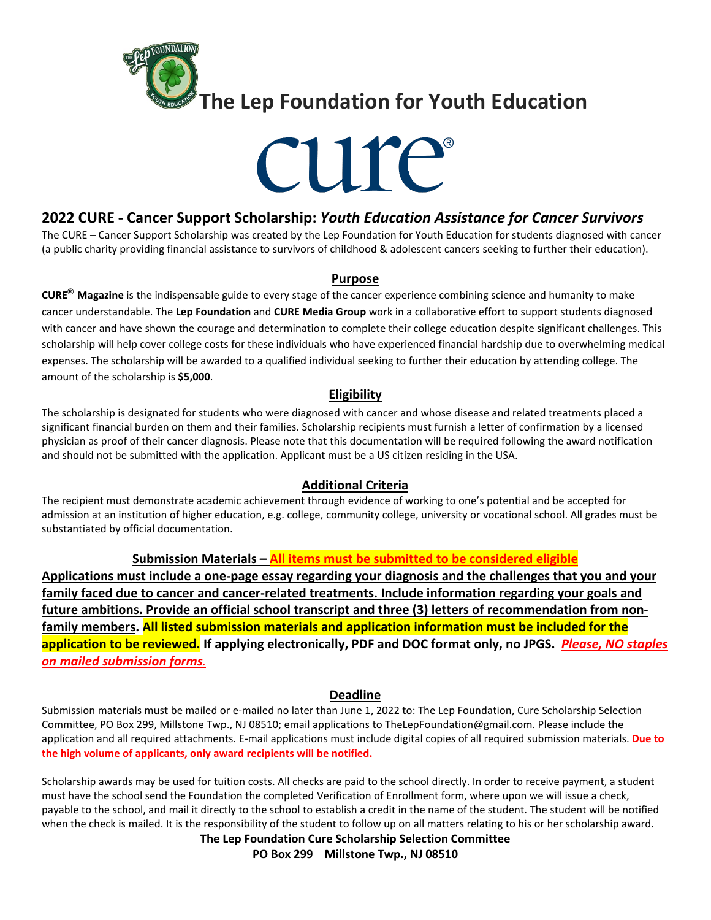# The Lep Foundation for Youth Education

cure®

## 2022 CURE - Cancer Support Scholarship: *Youth Education Assistance for Cancer Survivors*

The CURE – Cancer Support Scholarship was created by the Lep Foundation for Youth Education for students diagnosed with cancer (a public charity providing financial assistance to survivors of childhood & adolescent cancers seeking to further their education).

### Purpose

**CURE® Magazine** is the indispensable guide to every stage of the cancer experience combining science and humanity to make cancer understandable. The **Lep Foundation** and **CURE Media Group** work in a collaborative effort to support students diagnosed with cancer and have shown the courage and determination to complete their college education despite significant challenges. This scholarship will help cover college costs for these individuals who have experienced financial hardship due to overwhelming medical expenses. The scholarship will be awarded to a qualified individual seeking to further their education by attending college. The amount of the scholarship is **$5,000**.

### Eligibility

The scholarship is designated for students who were diagnosed with cancer and whose disease and related treatments placed a significant financial burden on them and their families. Scholarship recipients must furnish a letter of confirmation by a licensed physician as proof of their cancer diagnosis. Please note that this documentation will be required following the award notification and should not be submitted with the application. Applicant must be a US citizen residing in the USA.

### Additional Criteria

The recipient must demonstrate academic achievement through evidence of working to one's potential and be accepted for admission at an institution of higher education, e.g. college, community college, university or vocational school. All grades must be substantiated by official documentation.

### Submission Materials – All items must be submitted to be considered eligible

**Applications must include a one-page essay regarding your diagnosis and the challenges that you and your family faced due to cancer and cancer-related treatments. Include information regarding your goals and future ambitions. Provide an official school transcript and three (3) letters of recommendation from non-family members. All listed submission materials and application information must be included for the application to be reviewed. If applying electronically, PDF and DOC format only, no JPGS.** ***Please, NO staples on mailed submission forms.***

### Deadline

Submission materials must be mailed or e-mailed no later than June 1, 2022 to: The Lep Foundation, Cure Scholarship Selection Committee, PO Box 299, Millstone Twp., NJ 08510; email applications to TheLepFoundation@gmail.com. Please include the application and all required attachments. E-mail applications must include digital copies of all required submission materials. **Due to the high volume of applicants, only award recipients will be notified.**

Scholarship awards may be used for tuition costs. All checks are paid to the school directly. In order to receive payment, a student must have the school send the Foundation the completed Verification of Enrollment form, where upon we will issue a check, payable to the school, and mail it directly to the school to establish a credit in the name of the student. The student will be notified when the check is mailed. It is the responsibility of the student to follow up on all matters relating to his or her scholarship award.

**The Lep Foundation Cure Scholarship Selection Committee**
**PO Box 299 Millstone Twp., NJ 08510**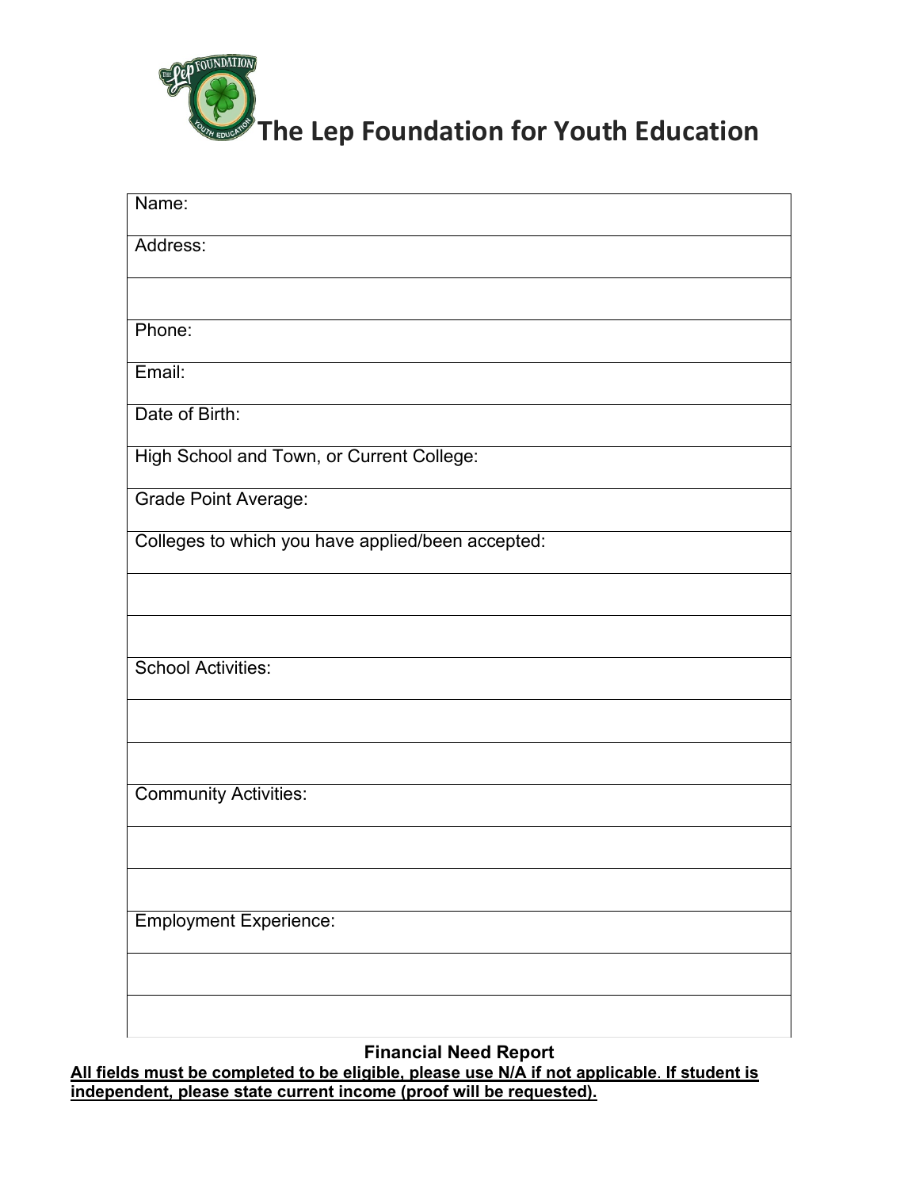# The Lep Foundation for Youth Education

| Name: |
|---|
| Address: |
| |
| Phone: |
| Email: |
| Date of Birth: |
| High School and Town, or Current College: |
| Grade Point Average: |
| Colleges to which you have applied/been accepted: |
| |
| |
| School Activities: |
| |
| |
| Community Activities: |
| |
| |
| Employment Experience: |
| |
| |

**Financial Need Report**

**All fields must be completed to be eligible, please use N/A if not applicable. If student is independent, please state current income (proof will be requested).**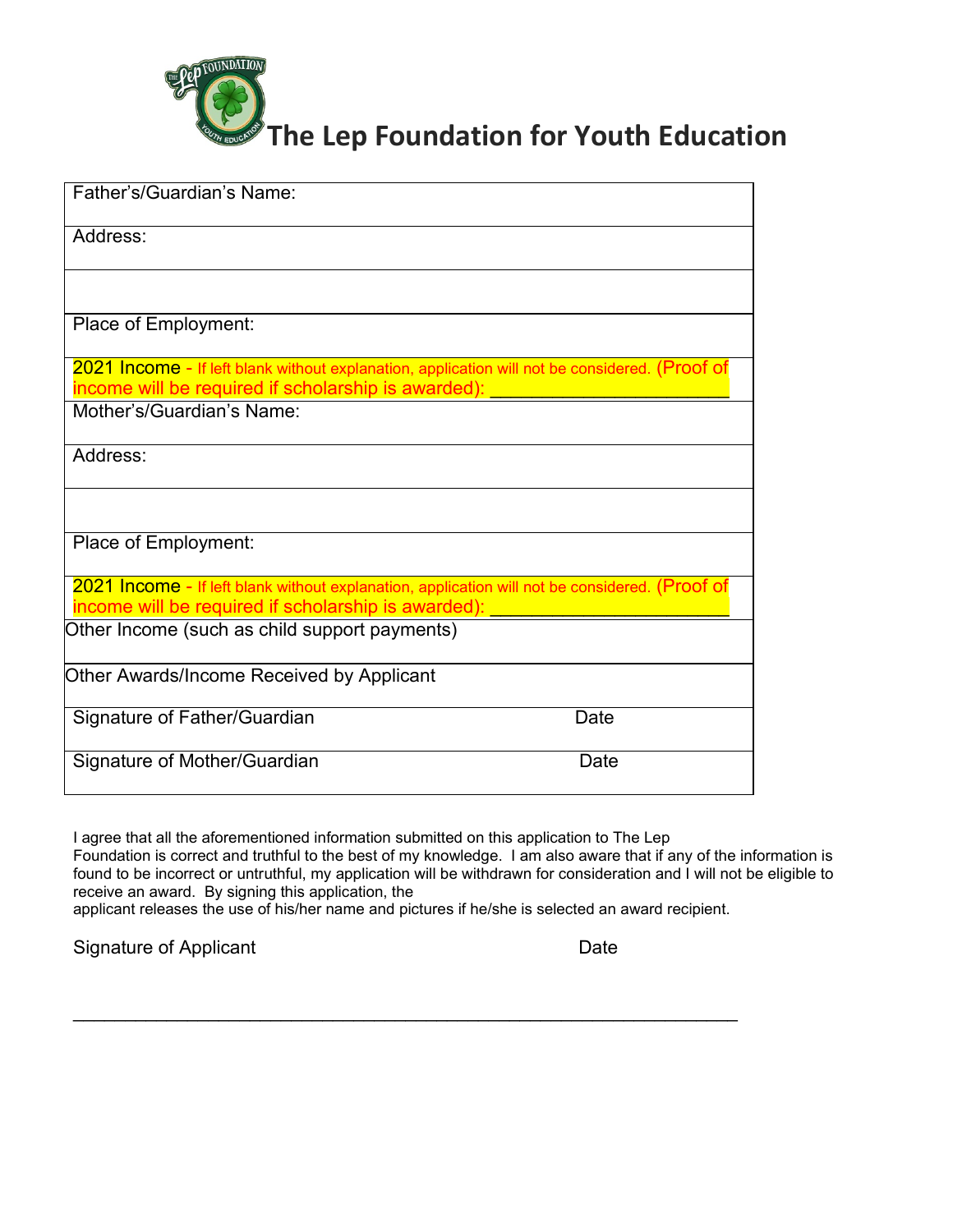# The Lep Foundation for Youth Education

| | |
|---|---|
| Father's/Guardian's Name: | |
| Address: | |
| | |
| Place of Employment: | |
| 2021 Income - If left blank without explanation, application will not be considered. (Proof of income will be required if scholarship is awarded): ______________________ | |
| Mother's/Guardian's Name: | |
| Address: | |
| | |
| Place of Employment: | |
| 2021 Income - If left blank without explanation, application will not be considered. (Proof of income will be required if scholarship is awarded): ______________________ | |
| Other Income (such as child support payments) | |
| Other Awards/Income Received by Applicant | |
| Signature of Father/Guardian | Date |
| Signature of Mother/Guardian | Date |

I agree that all the aforementioned information submitted on this application to The Lep Foundation is correct and truthful to the best of my knowledge. I am also aware that if any of the information is found to be incorrect or untruthful, my application will be withdrawn for consideration and I will not be eligible to receive an award. By signing this application, the applicant releases the use of his/her name and pictures if he/she is selected an award recipient.

Signature of Applicant                                                    Date

_____________________________________________________________